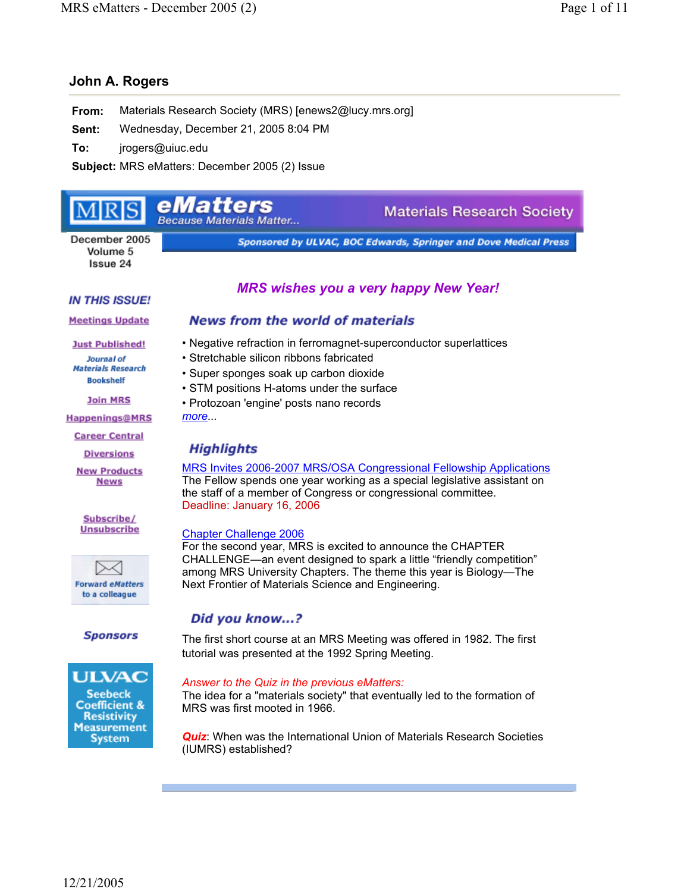## John A. Rogers

**From:** Materials Research Society (MRS) [enews2@lucy.mrs.org]

**Sent:** Wednesday, December 21, 2005 8:04 PM

**To:** jrogers@uiuc.edu

**Subject:** MRS eMatters: December 2005 (2) Issue

# MRS eMatters

*Because Materials Matter...*

Materials Research Society

December 2005
Volume 5
Issue 24

*Sponsored by ULVAC, BOC Edwards, Springer and Dove Medical Press*

***IN THIS ISSUE!***

- Meetings Update
- Just Published!
- Journal of Materials Research Bookshelf
- Join MRS
- Happenings@MRS
- Career Central
- Diversions
- New Products News
- Subscribe/ Unsubscribe

Forward eMatters to a colleague

***Sponsors***

ULVAC Seebeck Coefficient & Resistivity Measurement System

### *MRS wishes you a very happy New Year!*

## News from the world of materials

- Negative refraction in ferromagnet-superconductor superlattices
- Stretchable silicon ribbons fabricated
- Super sponges soak up carbon dioxide
- STM positions H-atoms under the surface
- Protozoan 'engine' posts nano records

*more*...

## *Highlights*

MRS Invites 2006-2007 MRS/OSA Congressional Fellowship Applications
The Fellow spends one year working as a special legislative assistant on the staff of a member of Congress or congressional committee.
Deadline: January 16, 2006

Chapter Challenge 2006
For the second year, MRS is excited to announce the CHAPTER CHALLENGE—an event designed to spark a little "friendly competition" among MRS University Chapters. The theme this year is Biology—The Next Frontier of Materials Science and Engineering.

## *Did you know...?*

The first short course at an MRS Meeting was offered in 1982. The first tutorial was presented at the 1992 Spring Meeting.

*Answer to the Quiz in the previous eMatters:*
The idea for a "materials society" that eventually led to the formation of MRS was first mooted in 1966.

***Quiz***: When was the International Union of Materials Research Societies (IUMRS) established?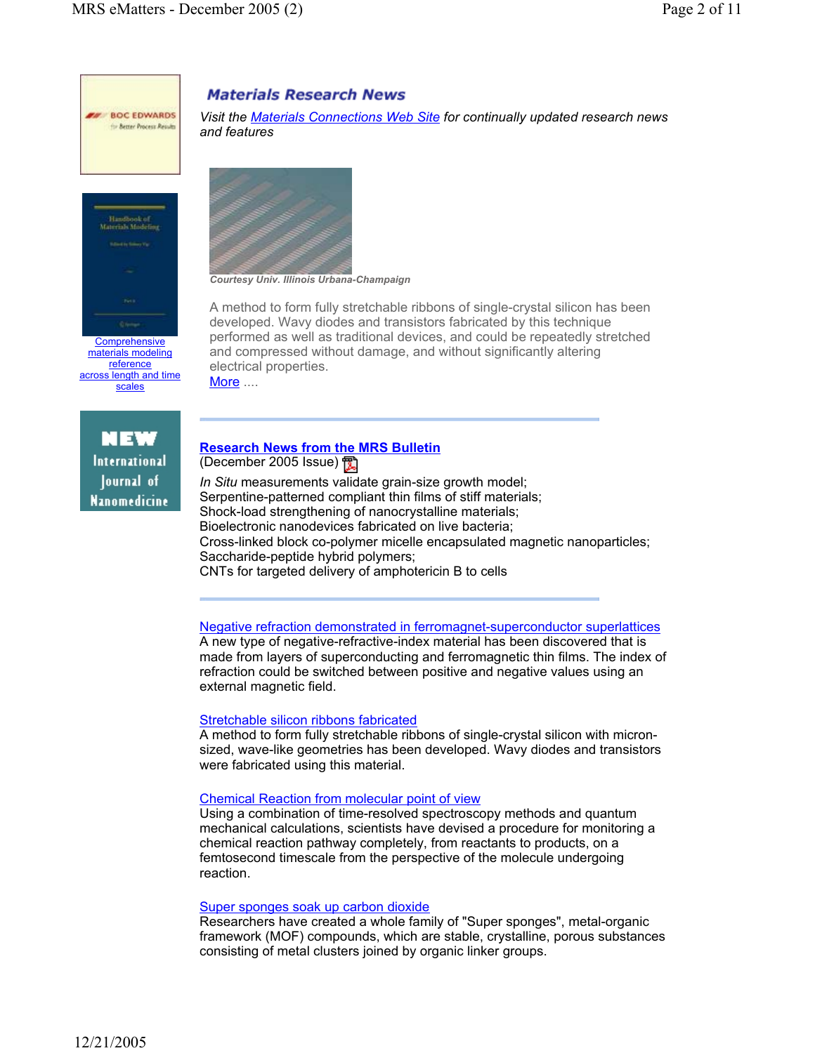BOC EDWARDS
for Better Process Results

Comprehensive materials modeling reference across length and time scales

NEW International Journal of Nanomedicine

## Materials Research News

*Visit the Materials Connections Web Site for continually updated research news and features*

Courtesy Univ. Illinois Urbana-Champaign

A method to form fully stretchable ribbons of single-crystal silicon has been developed. Wavy diodes and transistors fabricated by this technique performed as well as traditional devices, and could be repeatedly stretched and compressed without damage, and without significantly altering electrical properties.
More ....

---

### Research News from the MRS Bulletin

(December 2005 Issue)

*In Situ* measurements validate grain-size growth model;
Serpentine-patterned compliant thin films of stiff materials;
Shock-load strengthening of nanocrystalline materials;
Bioelectronic nanodevices fabricated on live bacteria;
Cross-linked block co-polymer micelle encapsulated magnetic nanoparticles;
Saccharide-peptide hybrid polymers;
CNTs for targeted delivery of amphotericin B to cells

---

Negative refraction demonstrated in ferromagnet-superconductor superlattices
A new type of negative-refractive-index material has been discovered that is made from layers of superconducting and ferromagnetic thin films. The index of refraction could be switched between positive and negative values using an external magnetic field.

Stretchable silicon ribbons fabricated
A method to form fully stretchable ribbons of single-crystal silicon with micron-sized, wave-like geometries has been developed. Wavy diodes and transistors were fabricated using this material.

Chemical Reaction from molecular point of view
Using a combination of time-resolved spectroscopy methods and quantum mechanical calculations, scientists have devised a procedure for monitoring a chemical reaction pathway completely, from reactants to products, on a femtosecond timescale from the perspective of the molecule undergoing reaction.

Super sponges soak up carbon dioxide
Researchers have created a whole family of "Super sponges", metal-organic framework (MOF) compounds, which are stable, crystalline, porous substances consisting of metal clusters joined by organic linker groups.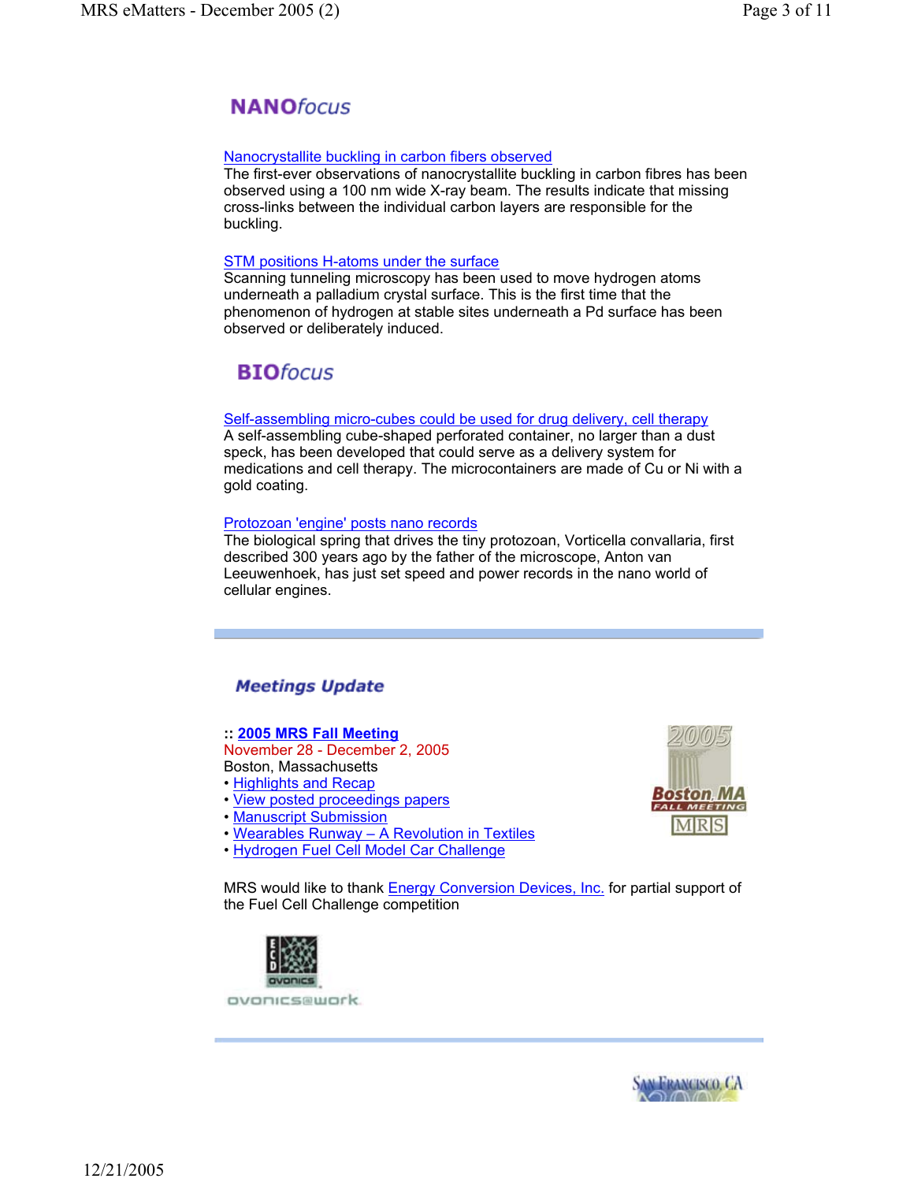## NANOfocus

Nanocrystallite buckling in carbon fibers observed

The first-ever observations of nanocrystallite buckling in carbon fibres has been observed using a 100 nm wide X-ray beam. The results indicate that missing cross-links between the individual carbon layers are responsible for the buckling.

STM positions H-atoms under the surface

Scanning tunneling microscopy has been used to move hydrogen atoms underneath a palladium crystal surface. This is the first time that the phenomenon of hydrogen at stable sites underneath a Pd surface has been observed or deliberately induced.

## BIOfocus

Self-assembling micro-cubes could be used for drug delivery, cell therapy

A self-assembling cube-shaped perforated container, no larger than a dust speck, has been developed that could serve as a delivery system for medications and cell therapy. The microcontainers are made of Cu or Ni with a gold coating.

Protozoan 'engine' posts nano records

The biological spring that drives the tiny protozoan, Vorticella convallaria, first described 300 years ago by the father of the microscope, Anton van Leeuwenhoek, has just set speed and power records in the nano world of cellular engines.

---

## Meetings Update

:: **2005 MRS Fall Meeting**
November 28 - December 2, 2005
Boston, Massachusetts

- Highlights and Recap
- View posted proceedings papers
- Manuscript Submission
- Wearables Runway – A Revolution in Textiles
- Hydrogen Fuel Cell Model Car Challenge

MRS would like to thank Energy Conversion Devices, Inc. for partial support of the Fuel Cell Challenge competition

---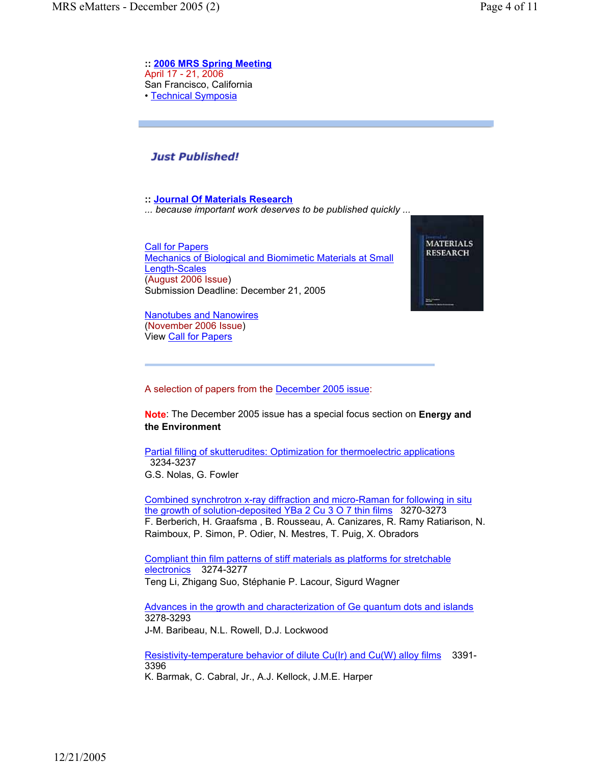:: **2006 MRS Spring Meeting**
April 17 - 21, 2006
San Francisco, California
• Technical Symposia

---

## *Just Published!*

:: **Journal Of Materials Research**
*... because important work deserves to be published quickly ...*

Call for Papers
Mechanics of Biological and Biomimetic Materials at Small Length-Scales
(August 2006 Issue)
Submission Deadline: December 21, 2005

Nanotubes and Nanowires
(November 2006 Issue)
View Call for Papers

---

A selection of papers from the December 2005 issue:

**Note**: The December 2005 issue has a special focus section on **Energy and the Environment**

Partial filling of skutterudites: Optimization for thermoelectric applications 3234-3237
G.S. Nolas, G. Fowler

Combined synchrotron x-ray diffraction and micro-Raman for following in situ the growth of solution-deposited $YBa_2Cu_3O_7$ thin films 3270-3273
F. Berberich, H. Graafsma , B. Rousseau, A. Canizares, R. Ramy Ratiarison, N. Raimboux, P. Simon, P. Odier, N. Mestres, T. Puig, X. Obradors

Compliant thin film patterns of stiff materials as platforms for stretchable electronics 3274-3277
Teng Li, Zhigang Suo, Stéphanie P. Lacour, Sigurd Wagner

Advances in the growth and characterization of Ge quantum dots and islands 3278-3293
J-M. Baribeau, N.L. Rowell, D.J. Lockwood

Resistivity-temperature behavior of dilute Cu(Ir) and Cu(W) alloy films 3391-3396
K. Barmak, C. Cabral, Jr., A.J. Kellock, J.M.E. Harper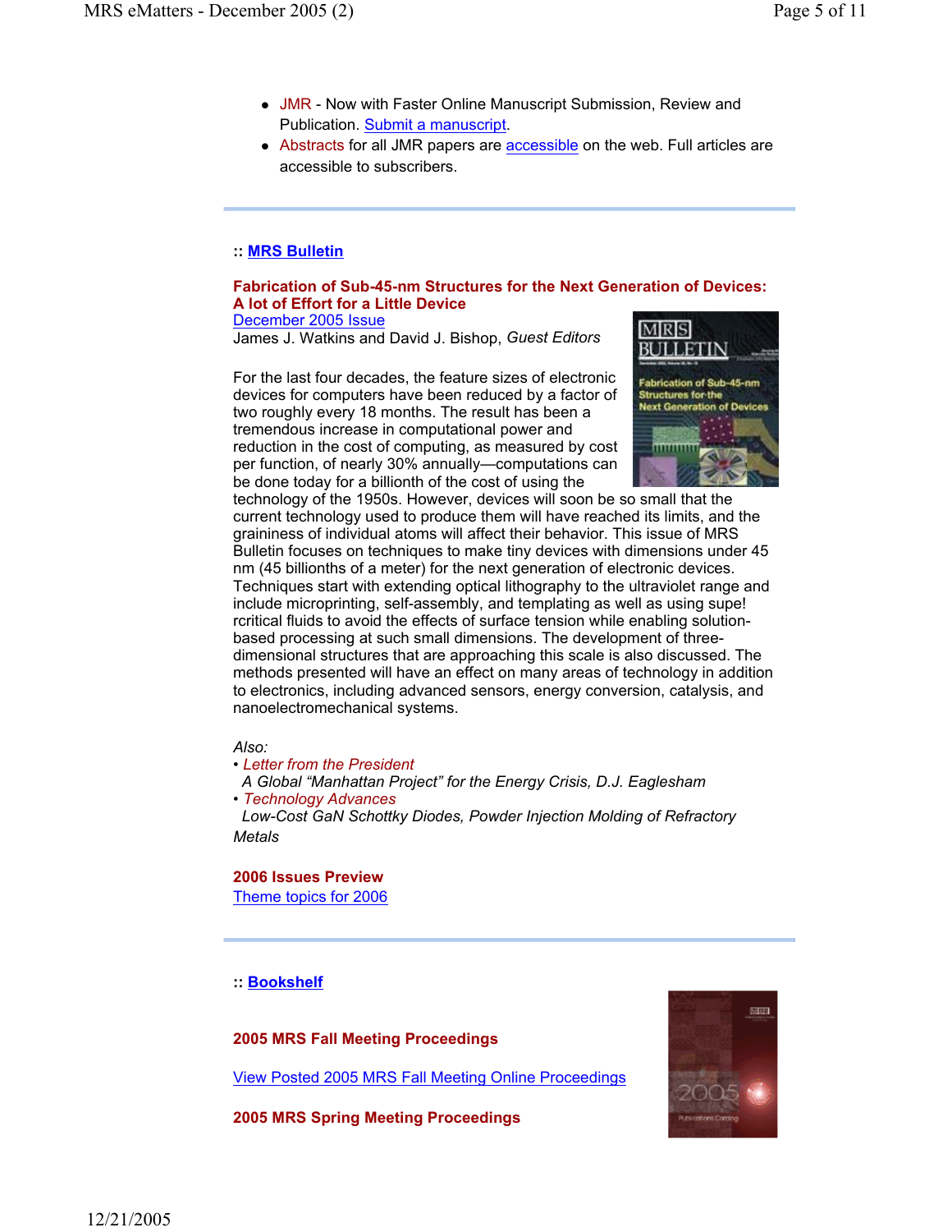- JMR - Now with Faster Online Manuscript Submission, Review and Publication. Submit a manuscript.
- Abstracts for all JMR papers are accessible on the web. Full articles are accessible to subscribers.

## :: MRS Bulletin

**Fabrication of Sub-45-nm Structures for the Next Generation of Devices: A lot of Effort for a Little Device**

December 2005 Issue

James J. Watkins and David J. Bishop, *Guest Editors*

For the last four decades, the feature sizes of electronic devices for computers have been reduced by a factor of two roughly every 18 months. The result has been a tremendous increase in computational power and reduction in the cost of computing, as measured by cost per function, of nearly 30% annually—computations can be done today for a billionth of the cost of using the technology of the 1950s. However, devices will soon be so small that the current technology used to produce them will have reached its limits, and the graininess of individual atoms will affect their behavior. This issue of MRS Bulletin focuses on techniques to make tiny devices with dimensions under 45 nm (45 billionths of a meter) for the next generation of electronic devices. Techniques start with extending optical lithography to the ultraviolet range and include microprinting, self-assembly, and templating as well as using supe! rcritical fluids to avoid the effects of surface tension while enabling solution-based processing at such small dimensions. The development of three-dimensional structures that are approaching this scale is also discussed. The methods presented will have an effect on many areas of technology in addition to electronics, including advanced sensors, energy conversion, catalysis, and nanoelectromechanical systems.

*Also:*

- *Letter from the President*  
  *A Global "Manhattan Project" for the Energy Crisis, D.J. Eaglesham*
- *Technology Advances*  
  *Low-Cost GaN Schottky Diodes, Powder Injection Molding of Refractory Metals*

**2006 Issues Preview**

Theme topics for 2006

## :: Bookshelf

**2005 MRS Fall Meeting Proceedings**

View Posted 2005 MRS Fall Meeting Online Proceedings

**2005 MRS Spring Meeting Proceedings**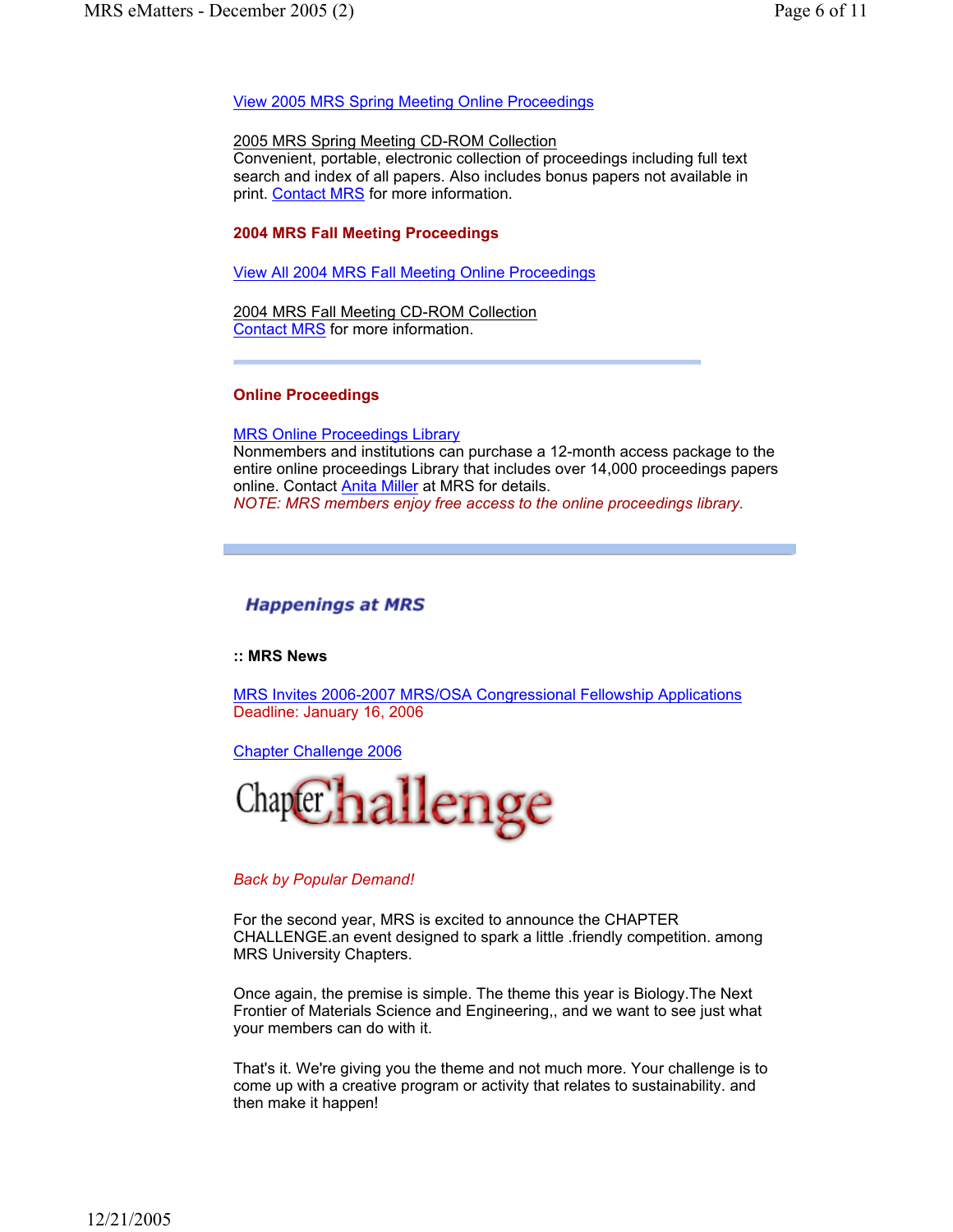View 2005 MRS Spring Meeting Online Proceedings

2005 MRS Spring Meeting CD-ROM Collection
Convenient, portable, electronic collection of proceedings including full text search and index of all papers. Also includes bonus papers not available in print. Contact MRS for more information.

**2004 MRS Fall Meeting Proceedings**

View All 2004 MRS Fall Meeting Online Proceedings

2004 MRS Fall Meeting CD-ROM Collection
Contact MRS for more information.

**Online Proceedings**

MRS Online Proceedings Library
Nonmembers and institutions can purchase a 12-month access package to the entire online proceedings Library that includes over 14,000 proceedings papers online. Contact Anita Miller at MRS for details.
*NOTE: MRS members enjoy free access to the online proceedings library.*

## *Happenings at MRS*

**:: MRS News**

MRS Invites 2006-2007 MRS/OSA Congressional Fellowship Applications
Deadline: January 16, 2006

Chapter Challenge 2006

ChapterChallenge

*Back by Popular Demand!*

For the second year, MRS is excited to announce the CHAPTER CHALLENGE.an event designed to spark a little .friendly competition. among MRS University Chapters.

Once again, the premise is simple. The theme this year is Biology.The Next Frontier of Materials Science and Engineering,, and we want to see just what your members can do with it.

That's it. We're giving you the theme and not much more. Your challenge is to come up with a creative program or activity that relates to sustainability. and then make it happen!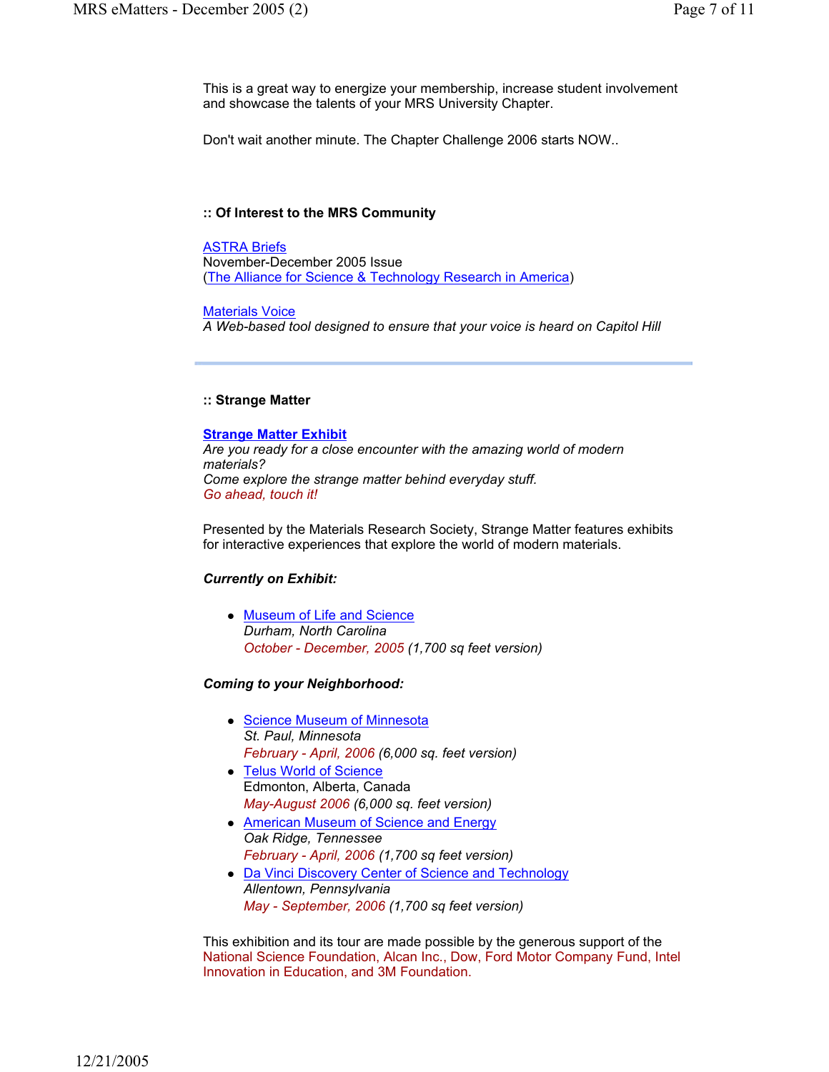This is a great way to energize your membership, increase student involvement and showcase the talents of your MRS University Chapter.

Don't wait another minute. The Chapter Challenge 2006 starts NOW..

**:: Of Interest to the MRS Community**

ASTRA Briefs
November-December 2005 Issue
(The Alliance for Science & Technology Research in America)

Materials Voice
*A Web-based tool designed to ensure that your voice is heard on Capitol Hill*

---

**:: Strange Matter**

**Strange Matter Exhibit**
*Are you ready for a close encounter with the amazing world of modern materials?*
*Come explore the strange matter behind everyday stuff.*
*Go ahead, touch it!*

Presented by the Materials Research Society, Strange Matter features exhibits for interactive experiences that explore the world of modern materials.

***Currently on Exhibit:***

- Museum of Life and Science
  *Durham, North Carolina*
  *October - December, 2005 (1,700 sq feet version)*

***Coming to your Neighborhood:***

- Science Museum of Minnesota
  *St. Paul, Minnesota*
  *February - April, 2006 (6,000 sq. feet version)*
- Telus World of Science
  Edmonton, Alberta, Canada
  *May-August 2006 (6,000 sq. feet version)*
- American Museum of Science and Energy
  *Oak Ridge, Tennessee*
  *February - April, 2006 (1,700 sq feet version)*
- Da Vinci Discovery Center of Science and Technology
  *Allentown, Pennsylvania*
  *May - September, 2006 (1,700 sq feet version)*

This exhibition and its tour are made possible by the generous support of the National Science Foundation, Alcan Inc., Dow, Ford Motor Company Fund, Intel Innovation in Education, and 3M Foundation.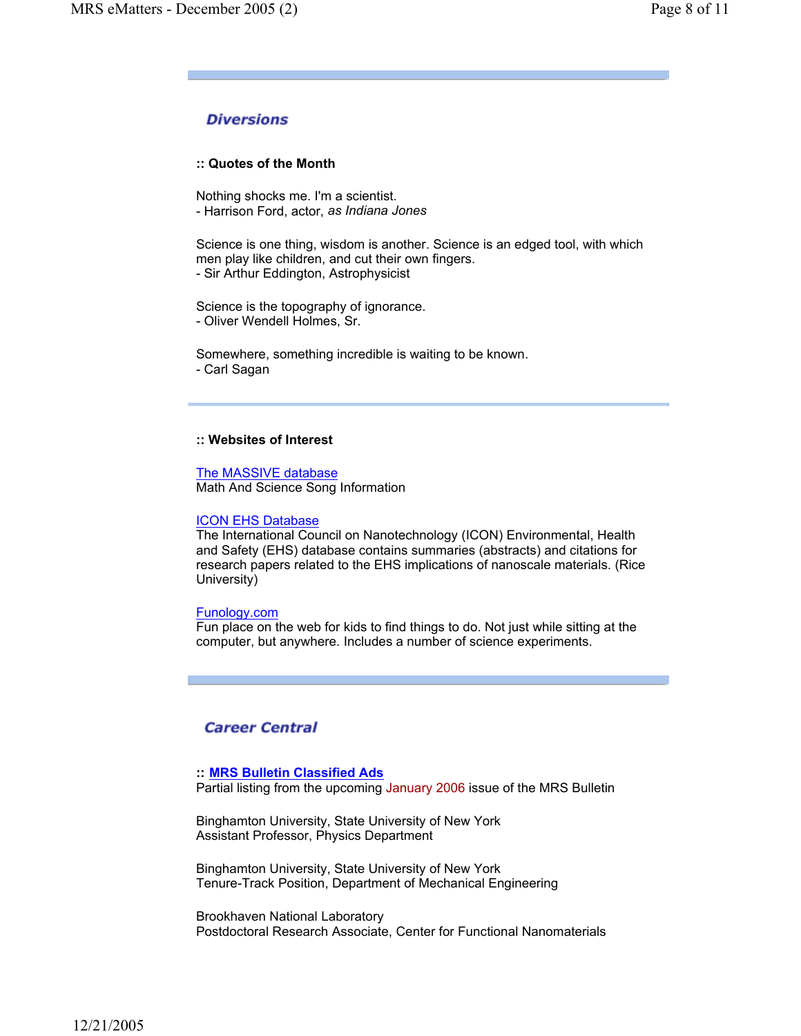## Diversions

**:: Quotes of the Month**

Nothing shocks me. I'm a scientist.
- Harrison Ford, actor, *as Indiana Jones*

Science is one thing, wisdom is another. Science is an edged tool, with which men play like children, and cut their own fingers.
- Sir Arthur Eddington, Astrophysicist

Science is the topography of ignorance.
- Oliver Wendell Holmes, Sr.

Somewhere, something incredible is waiting to be known.
- Carl Sagan

---

**:: Websites of Interest**

The MASSIVE database
Math And Science Song Information

ICON EHS Database
The International Council on Nanotechnology (ICON) Environmental, Health and Safety (EHS) database contains summaries (abstracts) and citations for research papers related to the EHS implications of nanoscale materials. (Rice University)

Funology.com
Fun place on the web for kids to find things to do. Not just while sitting at the computer, but anywhere. Includes a number of science experiments.

---

## Career Central

**:: MRS Bulletin Classified Ads**
Partial listing from the upcoming January 2006 issue of the MRS Bulletin

Binghamton University, State University of New York
Assistant Professor, Physics Department

Binghamton University, State University of New York
Tenure-Track Position, Department of Mechanical Engineering

Brookhaven National Laboratory
Postdoctoral Research Associate, Center for Functional Nanomaterials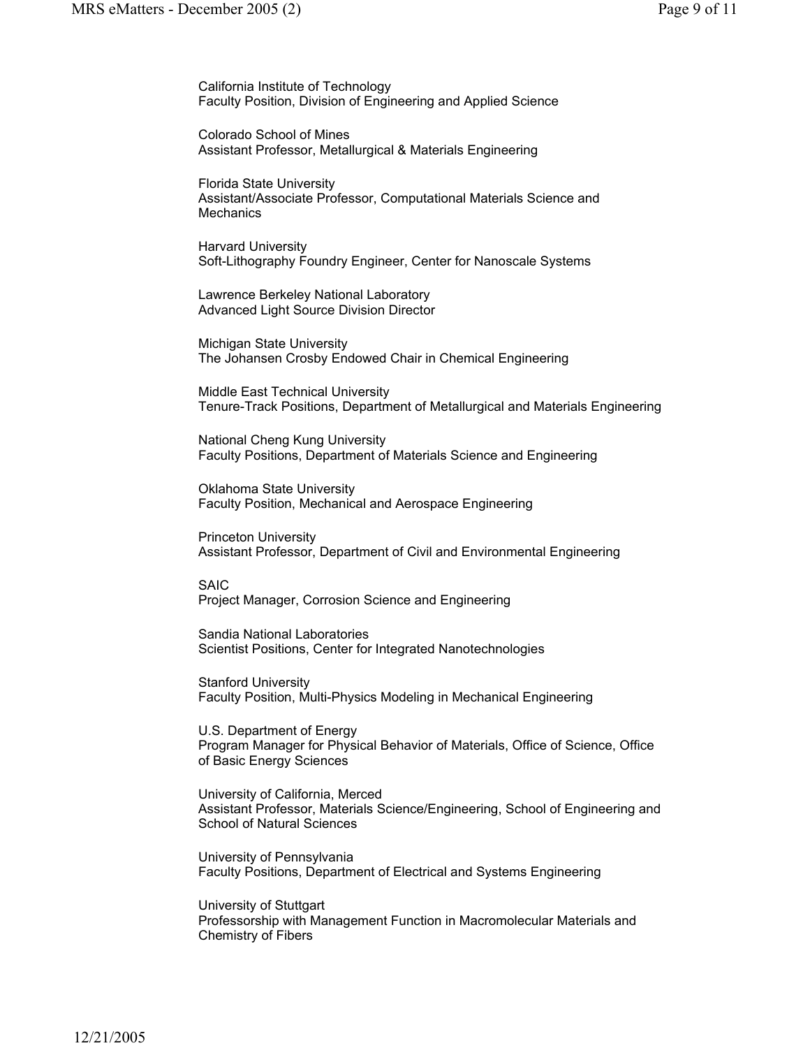California Institute of Technology
Faculty Position, Division of Engineering and Applied Science

Colorado School of Mines
Assistant Professor, Metallurgical & Materials Engineering

Florida State University
Assistant/Associate Professor, Computational Materials Science and Mechanics

Harvard University
Soft-Lithography Foundry Engineer, Center for Nanoscale Systems

Lawrence Berkeley National Laboratory
Advanced Light Source Division Director

Michigan State University
The Johansen Crosby Endowed Chair in Chemical Engineering

Middle East Technical University
Tenure-Track Positions, Department of Metallurgical and Materials Engineering

National Cheng Kung University
Faculty Positions, Department of Materials Science and Engineering

Oklahoma State University
Faculty Position, Mechanical and Aerospace Engineering

Princeton University
Assistant Professor, Department of Civil and Environmental Engineering

SAIC
Project Manager, Corrosion Science and Engineering

Sandia National Laboratories
Scientist Positions, Center for Integrated Nanotechnologies

Stanford University
Faculty Position, Multi-Physics Modeling in Mechanical Engineering

U.S. Department of Energy
Program Manager for Physical Behavior of Materials, Office of Science, Office of Basic Energy Sciences

University of California, Merced
Assistant Professor, Materials Science/Engineering, School of Engineering and School of Natural Sciences

University of Pennsylvania
Faculty Positions, Department of Electrical and Systems Engineering

University of Stuttgart
Professorship with Management Function in Macromolecular Materials and Chemistry of Fibers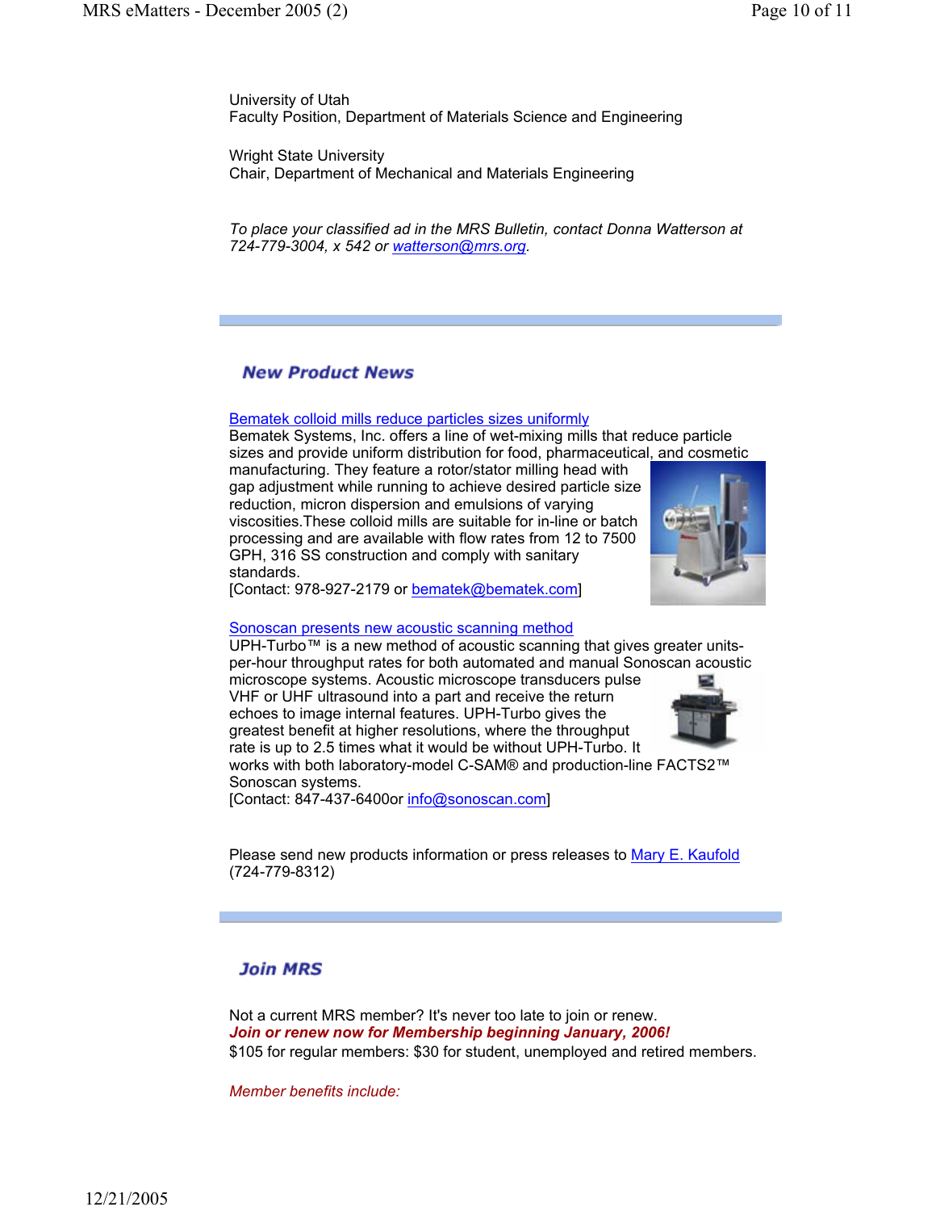University of Utah
Faculty Position, Department of Materials Science and Engineering

Wright State University
Chair, Department of Mechanical and Materials Engineering

*To place your classified ad in the MRS Bulletin, contact Donna Watterson at 724-779-3004, x 542 or watterson@mrs.org.*

## New Product News

Bematek colloid mills reduce particles sizes uniformly
Bematek Systems, Inc. offers a line of wet-mixing mills that reduce particle sizes and provide uniform distribution for food, pharmaceutical, and cosmetic manufacturing. They feature a rotor/stator milling head with gap adjustment while running to achieve desired particle size reduction, micron dispersion and emulsions of varying viscosities.These colloid mills are suitable for in-line or batch processing and are available with flow rates from 12 to 7500 GPH, 316 SS construction and comply with sanitary standards.
[Contact: 978-927-2179 or bematek@bematek.com]

Sonoscan presents new acoustic scanning method
UPH-Turbo™ is a new method of acoustic scanning that gives greater units-per-hour throughput rates for both automated and manual Sonoscan acoustic microscope systems. Acoustic microscope transducers pulse VHF or UHF ultrasound into a part and receive the return echoes to image internal features. UPH-Turbo gives the greatest benefit at higher resolutions, where the throughput rate is up to 2.5 times what it would be without UPH-Turbo. It works with both laboratory-model C-SAM® and production-line FACTS2™ Sonoscan systems.
[Contact: 847-437-6400or info@sonoscan.com]

Please send new products information or press releases to Mary E. Kaufold (724-779-8312)

## Join MRS

Not a current MRS member? It's never too late to join or renew.
***Join or renew now for Membership beginning January, 2006!***
$105 for regular members: $30 for student, unemployed and retired members.

*Member benefits include:*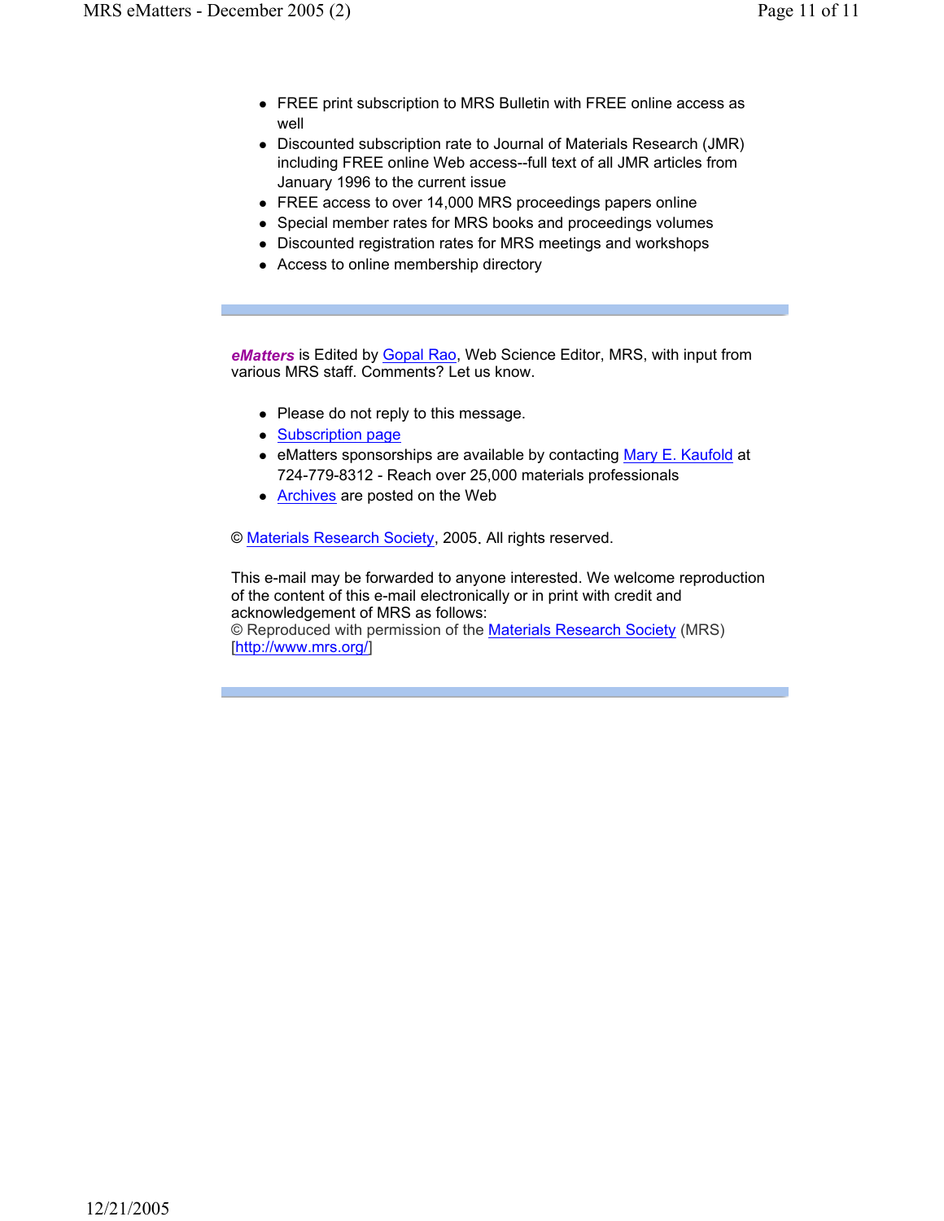- FREE print subscription to MRS Bulletin with FREE online access as well
- Discounted subscription rate to Journal of Materials Research (JMR) including FREE online Web access--full text of all JMR articles from January 1996 to the current issue
- FREE access to over 14,000 MRS proceedings papers online
- Special member rates for MRS books and proceedings volumes
- Discounted registration rates for MRS meetings and workshops
- Access to online membership directory

---

***eMatters*** is Edited by Gopal Rao, Web Science Editor, MRS, with input from various MRS staff. Comments? Let us know.

- Please do not reply to this message.
- Subscription page
- eMatters sponsorships are available by contacting Mary E. Kaufold at 724-779-8312 - Reach over 25,000 materials professionals
- Archives are posted on the Web

© Materials Research Society, 2005. All rights reserved.

This e-mail may be forwarded to anyone interested. We welcome reproduction of the content of this e-mail electronically or in print with credit and acknowledgement of MRS as follows:
© Reproduced with permission of the Materials Research Society (MRS) [http://www.mrs.org/]

---